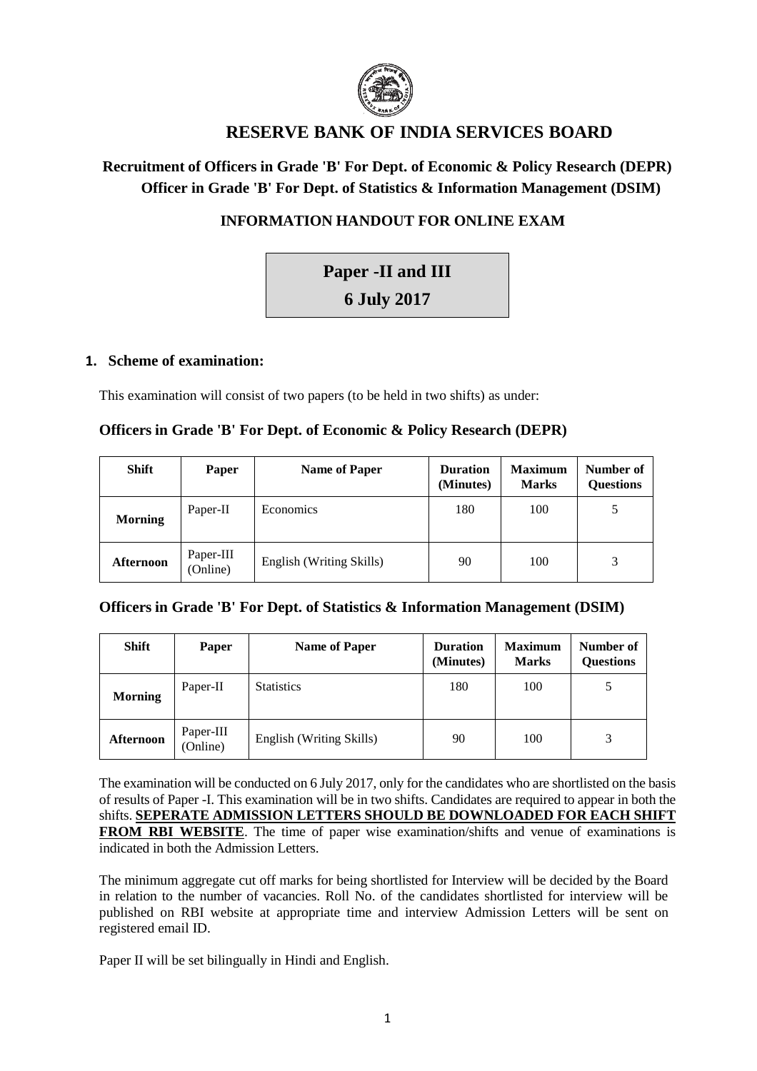# RESERVE BANK OF INDIA SERVICES BOARD

## Recruitment of Officers in Grade 'B' For Dept. of Economic & Policy Research (DEPR) Officer in Grade 'B' For Dept. of Statistics & Information Management (DSIM)

### INFORMATION HANDOUT FOR ONLINE EXAM

**Paper -II and III**

**6 July 2017**

**1. Scheme of examination:**

This examination will consist of two papers (to be held in two shifts) as under:

**Officers in Grade 'B' For Dept. of Economic & Policy Research (DEPR)**

| Shift | Paper | Name of Paper | Duration (Minutes) | Maximum Marks | Number of Questions |
|---|---|---|---|---|---|
| **Morning** | Paper-II | Economics | 180 | 100 | 5 |
| **Afternoon** | Paper-III (Online) | English (Writing Skills) | 90 | 100 | 3 |

**Officers in Grade 'B' For Dept. of Statistics & Information Management (DSIM)**

| Shift | Paper | Name of Paper | Duration (Minutes) | Maximum Marks | Number of Questions |
|---|---|---|---|---|---|
| **Morning** | Paper-II | Statistics | 180 | 100 | 5 |
| **Afternoon** | Paper-III (Online) | English (Writing Skills) | 90 | 100 | 3 |

The examination will be conducted on 6 July 2017, only for the candidates who are shortlisted on the basis of results of Paper -I. This examination will be in two shifts. Candidates are required to appear in both the shifts. **SEPERATE ADMISSION LETTERS SHOULD BE DOWNLOADED FOR EACH SHIFT FROM RBI WEBSITE**. The time of paper wise examination/shifts and venue of examinations is indicated in both the Admission Letters.

The minimum aggregate cut off marks for being shortlisted for Interview will be decided by the Board in relation to the number of vacancies. Roll No. of the candidates shortlisted for interview will be published on RBI website at appropriate time and interview Admission Letters will be sent on registered email ID.

Paper II will be set bilingually in Hindi and English.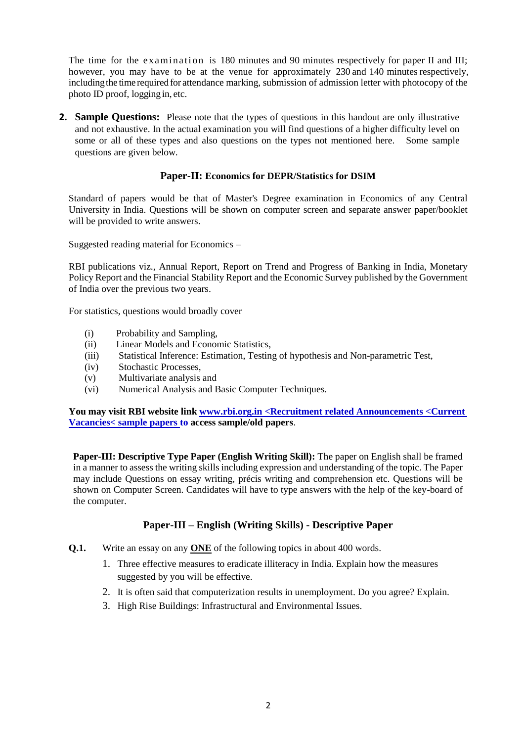The time for the examination is 180 minutes and 90 minutes respectively for paper II and III; however, you may have to be at the venue for approximately 230 and 140 minutes respectively, including the time required for attendance marking, submission of admission letter with photocopy of the photo ID proof, logging in, etc.

2. **Sample Questions:** Please note that the types of questions in this handout are only illustrative and not exhaustive. In the actual examination you will find questions of a higher difficulty level on some or all of these types and also questions on the types not mentioned here. Some sample questions are given below.

### Paper-II: Economics for DEPR/Statistics for DSIM

Standard of papers would be that of Master's Degree examination in Economics of any Central University in India. Questions will be shown on computer screen and separate answer paper/booklet will be provided to write answers.

Suggested reading material for Economics –

RBI publications viz., Annual Report, Report on Trend and Progress of Banking in India, Monetary Policy Report and the Financial Stability Report and the Economic Survey published by the Government of India over the previous two years.

For statistics, questions would broadly cover

(i) Probability and Sampling,
(ii) Linear Models and Economic Statistics,
(iii) Statistical Inference: Estimation, Testing of hypothesis and Non-parametric Test,
(iv) Stochastic Processes,
(v) Multivariate analysis and
(vi) Numerical Analysis and Basic Computer Techniques.

**You may visit RBI website link www.rbi.org.in <Recruitment related Announcements <Current Vacancies< sample papers to access sample/old papers**.

**Paper-III: Descriptive Type Paper (English Writing Skill):** The paper on English shall be framed in a manner to assess the writing skills including expression and understanding of the topic. The Paper may include Questions on essay writing, précis writing and comprehension etc. Questions will be shown on Computer Screen. Candidates will have to type answers with the help of the key-board of the computer.

### Paper-III – English (Writing Skills) - Descriptive Paper

**Q.1.** Write an essay on any **ONE** of the following topics in about 400 words.

1. Three effective measures to eradicate illiteracy in India. Explain how the measures suggested by you will be effective.
2. It is often said that computerization results in unemployment. Do you agree? Explain.
3. High Rise Buildings: Infrastructural and Environmental Issues.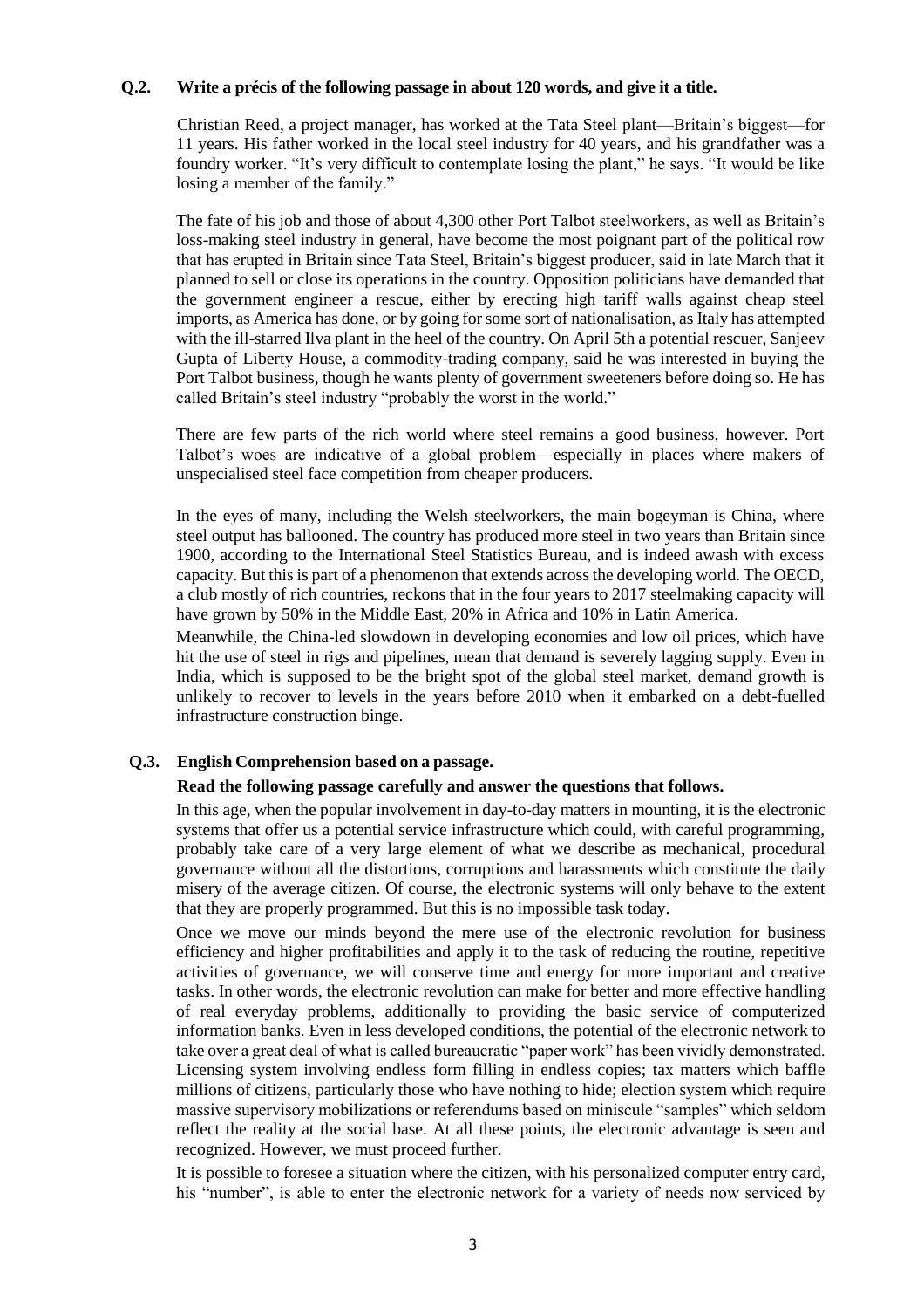**Q.2. Write a précis of the following passage in about 120 words, and give it a title.**

Christian Reed, a project manager, has worked at the Tata Steel plant—Britain's biggest—for 11 years. His father worked in the local steel industry for 40 years, and his grandfather was a foundry worker. "It's very difficult to contemplate losing the plant," he says. "It would be like losing a member of the family."

The fate of his job and those of about 4,300 other Port Talbot steelworkers, as well as Britain's loss-making steel industry in general, have become the most poignant part of the political row that has erupted in Britain since Tata Steel, Britain's biggest producer, said in late March that it planned to sell or close its operations in the country. Opposition politicians have demanded that the government engineer a rescue, either by erecting high tariff walls against cheap steel imports, as America has done, or by going for some sort of nationalisation, as Italy has attempted with the ill-starred Ilva plant in the heel of the country. On April 5th a potential rescuer, Sanjeev Gupta of Liberty House, a commodity-trading company, said he was interested in buying the Port Talbot business, though he wants plenty of government sweeteners before doing so. He has called Britain's steel industry "probably the worst in the world."

There are few parts of the rich world where steel remains a good business, however. Port Talbot's woes are indicative of a global problem—especially in places where makers of unspecialised steel face competition from cheaper producers.

In the eyes of many, including the Welsh steelworkers, the main bogeyman is China, where steel output has ballooned. The country has produced more steel in two years than Britain since 1900, according to the International Steel Statistics Bureau, and is indeed awash with excess capacity. But this is part of a phenomenon that extends across the developing world. The OECD, a club mostly of rich countries, reckons that in the four years to 2017 steelmaking capacity will have grown by 50% in the Middle East, 20% in Africa and 10% in Latin America.

Meanwhile, the China-led slowdown in developing economies and low oil prices, which have hit the use of steel in rigs and pipelines, mean that demand is severely lagging supply. Even in India, which is supposed to be the bright spot of the global steel market, demand growth is unlikely to recover to levels in the years before 2010 when it embarked on a debt-fuelled infrastructure construction binge.

**Q.3. English Comprehension based on a passage.**

**Read the following passage carefully and answer the questions that follows.**

In this age, when the popular involvement in day-to-day matters in mounting, it is the electronic systems that offer us a potential service infrastructure which could, with careful programming, probably take care of a very large element of what we describe as mechanical, procedural governance without all the distortions, corruptions and harassments which constitute the daily misery of the average citizen. Of course, the electronic systems will only behave to the extent that they are properly programmed. But this is no impossible task today.

Once we move our minds beyond the mere use of the electronic revolution for business efficiency and higher profitabilities and apply it to the task of reducing the routine, repetitive activities of governance, we will conserve time and energy for more important and creative tasks. In other words, the electronic revolution can make for better and more effective handling of real everyday problems, additionally to providing the basic service of computerized information banks. Even in less developed conditions, the potential of the electronic network to take over a great deal of what is called bureaucratic "paper work" has been vividly demonstrated. Licensing system involving endless form filling in endless copies; tax matters which baffle millions of citizens, particularly those who have nothing to hide; election system which require massive supervisory mobilizations or referendums based on miniscule "samples" which seldom reflect the reality at the social base. At all these points, the electronic advantage is seen and recognized. However, we must proceed further.

It is possible to foresee a situation where the citizen, with his personalized computer entry card, his "number", is able to enter the electronic network for a variety of needs now serviced by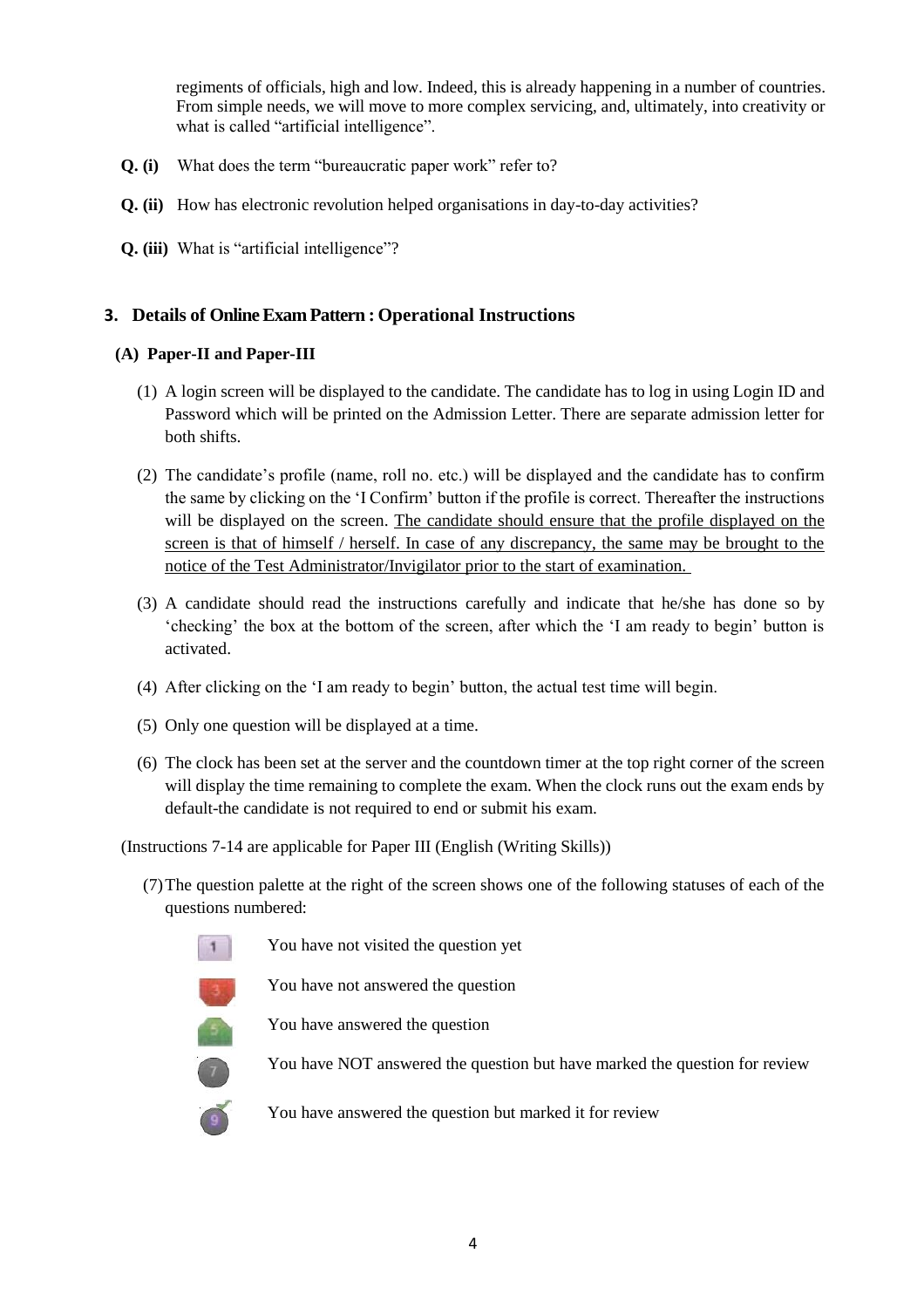regiments of officials, high and low. Indeed, this is already happening in a number of countries. From simple needs, we will move to more complex servicing, and, ultimately, into creativity or what is called "artificial intelligence".

**Q. (i)** What does the term "bureaucratic paper work" refer to?

**Q. (ii)** How has electronic revolution helped organisations in day-to-day activities?

**Q. (iii)** What is "artificial intelligence"?

## 3. Details of Online Exam Pattern : Operational Instructions

### (A) Paper-II and Paper-III

(1) A login screen will be displayed to the candidate. The candidate has to log in using Login ID and Password which will be printed on the Admission Letter. There are separate admission letter for both shifts.

(2) The candidate's profile (name, roll no. etc.) will be displayed and the candidate has to confirm the same by clicking on the 'I Confirm' button if the profile is correct. Thereafter the instructions will be displayed on the screen. <u>The candidate should ensure that the profile displayed on the screen is that of himself / herself. In case of any discrepancy, the same may be brought to the notice of the Test Administrator/Invigilator prior to the start of examination.</u>

(3) A candidate should read the instructions carefully and indicate that he/she has done so by 'checking' the box at the bottom of the screen, after which the 'I am ready to begin' button is activated.

(4) After clicking on the 'I am ready to begin' button, the actual test time will begin.

(5) Only one question will be displayed at a time.

(6) The clock has been set at the server and the countdown timer at the top right corner of the screen will display the time remaining to complete the exam. When the clock runs out the exam ends by default-the candidate is not required to end or submit his exam.

(Instructions 7-14 are applicable for Paper III (English (Writing Skills))

(7) The question palette at the right of the screen shows one of the following statuses of each of the questions numbered:

- 1 — You have not visited the question yet
- 3 — You have not answered the question
- 5 — You have answered the question
- 7 — You have NOT answered the question but have marked the question for review
- 9 — You have answered the question but marked it for review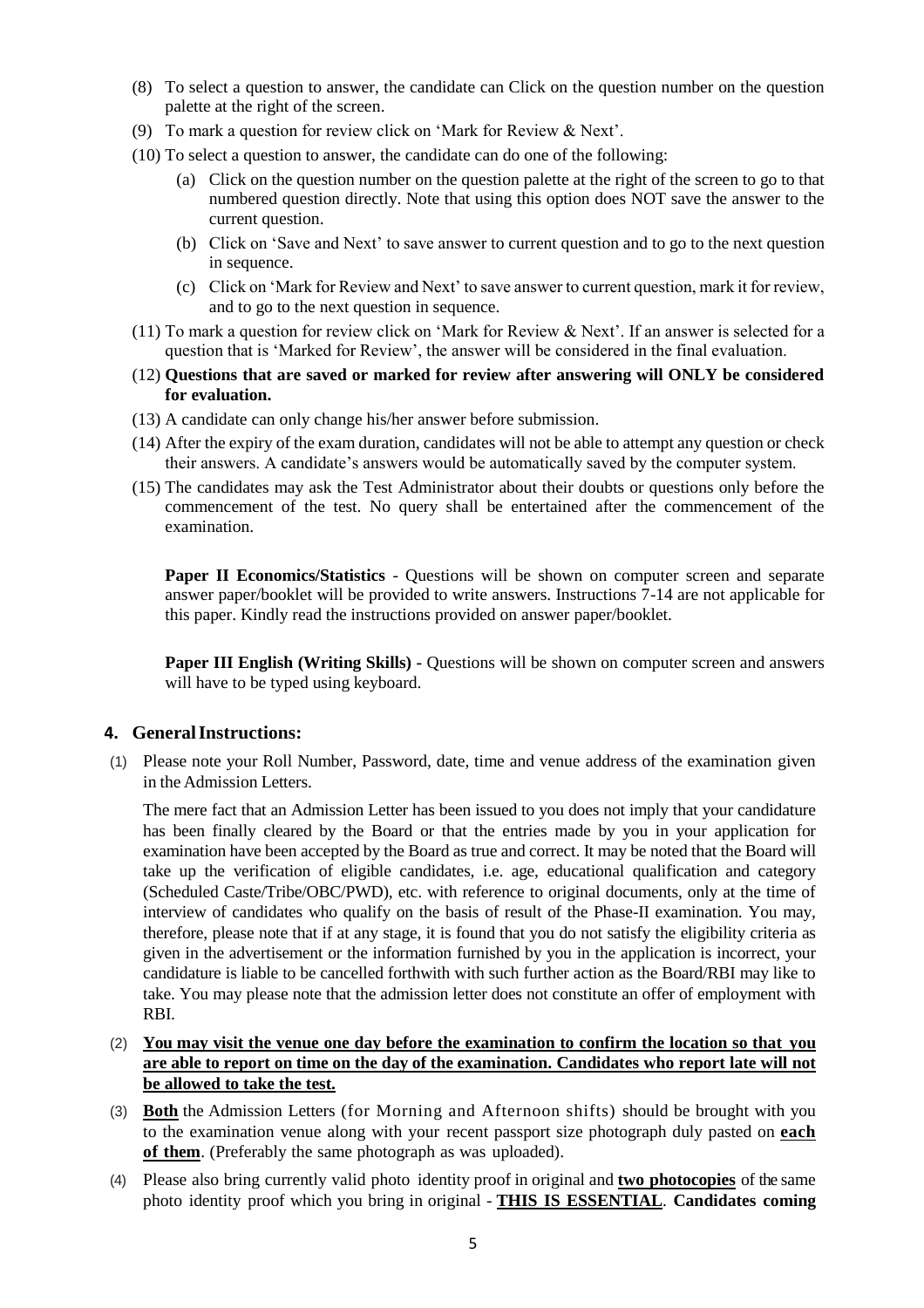(8) To select a question to answer, the candidate can Click on the question number on the question palette at the right of the screen.

(9) To mark a question for review click on 'Mark for Review & Next'.

(10) To select a question to answer, the candidate can do one of the following:

   (a) Click on the question number on the question palette at the right of the screen to go to that numbered question directly. Note that using this option does NOT save the answer to the current question.

   (b) Click on 'Save and Next' to save answer to current question and to go to the next question in sequence.

   (c) Click on 'Mark for Review and Next' to save answer to current question, mark it for review, and to go to the next question in sequence.

(11) To mark a question for review click on 'Mark for Review & Next'. If an answer is selected for a question that is 'Marked for Review', the answer will be considered in the final evaluation.

(12) **Questions that are saved or marked for review after answering will ONLY be considered for evaluation.**

(13) A candidate can only change his/her answer before submission.

(14) After the expiry of the exam duration, candidates will not be able to attempt any question or check their answers. A candidate's answers would be automatically saved by the computer system.

(15) The candidates may ask the Test Administrator about their doubts or questions only before the commencement of the test. No query shall be entertained after the commencement of the examination.

**Paper II Economics/Statistics** - Questions will be shown on computer screen and separate answer paper/booklet will be provided to write answers. Instructions 7-14 are not applicable for this paper. Kindly read the instructions provided on answer paper/booklet.

**Paper III English (Writing Skills) -** Questions will be shown on computer screen and answers will have to be typed using keyboard.

## 4. General Instructions:

(1) Please note your Roll Number, Password, date, time and venue address of the examination given in the Admission Letters.

The mere fact that an Admission Letter has been issued to you does not imply that your candidature has been finally cleared by the Board or that the entries made by you in your application for examination have been accepted by the Board as true and correct. It may be noted that the Board will take up the verification of eligible candidates, i.e. age, educational qualification and category (Scheduled Caste/Tribe/OBC/PWD), etc. with reference to original documents, only at the time of interview of candidates who qualify on the basis of result of the Phase-II examination. You may, therefore, please note that if at any stage, it is found that you do not satisfy the eligibility criteria as given in the advertisement or the information furnished by you in the application is incorrect, your candidature is liable to be cancelled forthwith with such further action as the Board/RBI may like to take. You may please note that the admission letter does not constitute an offer of employment with RBI.

(2) **You may visit the venue one day before the examination to confirm the location so that you are able to report on time on the day of the examination. Candidates who report late will not be allowed to take the test.**

(3) **Both** the Admission Letters (for Morning and Afternoon shifts) should be brought with you to the examination venue along with your recent passport size photograph duly pasted on **each of them**. (Preferably the same photograph as was uploaded).

(4) Please also bring currently valid photo identity proof in original and **two photocopies** of the same photo identity proof which you bring in original - **THIS IS ESSENTIAL**. **Candidates coming**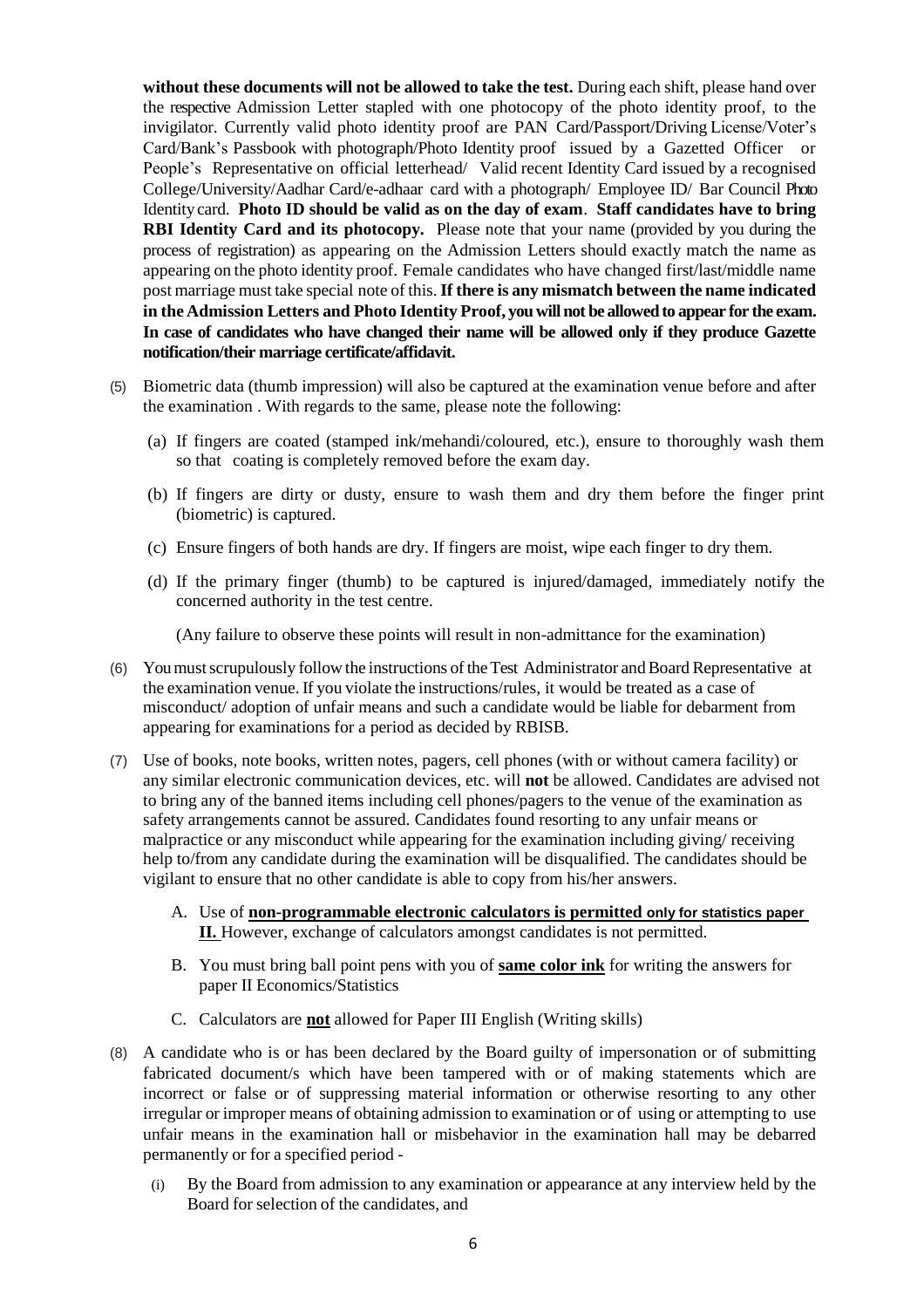**without these documents will not be allowed to take the test.** During each shift, please hand over the respective Admission Letter stapled with one photocopy of the photo identity proof, to the invigilator. Currently valid photo identity proof are PAN Card/Passport/Driving License/Voter's Card/Bank's Passbook with photograph/Photo Identity proof issued by a Gazetted Officer or People's Representative on official letterhead/ Valid recent Identity Card issued by a recognised College/University/Aadhar Card/e-adhaar card with a photograph/ Employee ID/ Bar Council Photo Identity card. **Photo ID should be valid as on the day of exam**. **Staff candidates have to bring RBI Identity Card and its photocopy.** Please note that your name (provided by you during the process of registration) as appearing on the Admission Letters should exactly match the name as appearing on the photo identity proof. Female candidates who have changed first/last/middle name post marriage must take special note of this. **If there is any mismatch between the name indicated in the Admission Letters and Photo Identity Proof, you will not be allowed to appear for the exam. In case of candidates who have changed their name will be allowed only if they produce Gazette notification/their marriage certificate/affidavit.**

(5) Biometric data (thumb impression) will also be captured at the examination venue before and after the examination . With regards to the same, please note the following:

   (a) If fingers are coated (stamped ink/mehandi/coloured, etc.), ensure to thoroughly wash them so that coating is completely removed before the exam day.

   (b) If fingers are dirty or dusty, ensure to wash them and dry them before the finger print (biometric) is captured.

   (c) Ensure fingers of both hands are dry. If fingers are moist, wipe each finger to dry them.

   (d) If the primary finger (thumb) to be captured is injured/damaged, immediately notify the concerned authority in the test centre.

   (Any failure to observe these points will result in non-admittance for the examination)

(6) You must scrupulously follow the instructions of the Test Administrator and Board Representative at the examination venue. If you violate the instructions/rules, it would be treated as a case of misconduct/ adoption of unfair means and such a candidate would be liable for debarment from appearing for examinations for a period as decided by RBISB.

(7) Use of books, note books, written notes, pagers, cell phones (with or without camera facility) or any similar electronic communication devices, etc. will **not** be allowed. Candidates are advised not to bring any of the banned items including cell phones/pagers to the venue of the examination as safety arrangements cannot be assured. Candidates found resorting to any unfair means or malpractice or any misconduct while appearing for the examination including giving/ receiving help to/from any candidate during the examination will be disqualified. The candidates should be vigilant to ensure that no other candidate is able to copy from his/her answers.

   A. Use of **non-programmable electronic calculators is permitted only for statistics paper II.** However, exchange of calculators amongst candidates is not permitted.

   B. You must bring ball point pens with you of **same color ink** for writing the answers for paper II Economics/Statistics

   C. Calculators are **not** allowed for Paper III English (Writing skills)

(8) A candidate who is or has been declared by the Board guilty of impersonation or of submitting fabricated document/s which have been tampered with or of making statements which are incorrect or false or of suppressing material information or otherwise resorting to any other irregular or improper means of obtaining admission to examination or of using or attempting to use unfair means in the examination hall or misbehavior in the examination hall may be debarred permanently or for a specified period -

   (i) By the Board from admission to any examination or appearance at any interview held by the Board for selection of the candidates, and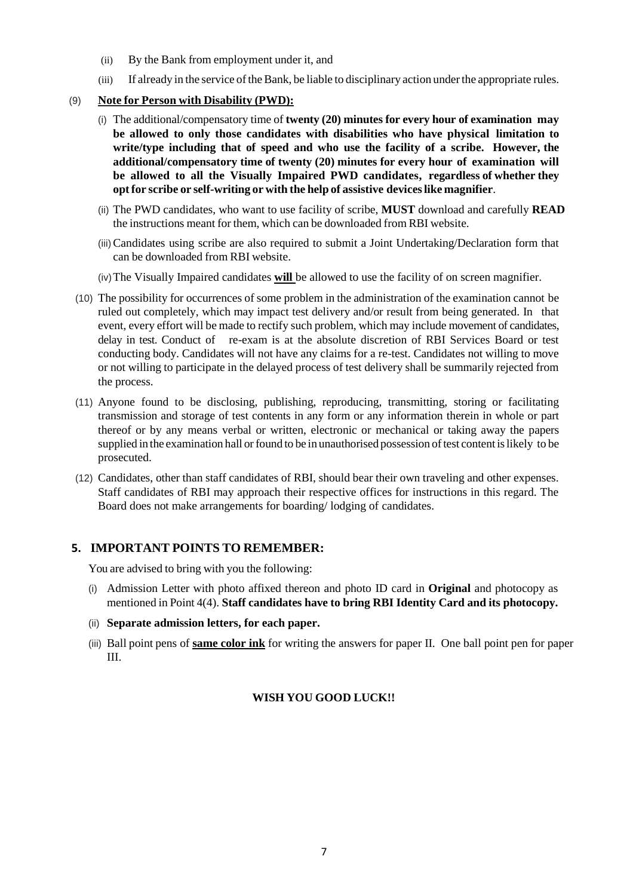(ii) By the Bank from employment under it, and

(iii) If already in the service of the Bank, be liable to disciplinary action under the appropriate rules.

(9) **Note for Person with Disability (PWD):**

(i) The additional/compensatory time of **twenty (20) minutes for every hour of examination may be allowed to only those candidates with disabilities who have physical limitation to write/type including that of speed and who use the facility of a scribe. However, the additional/compensatory time of twenty (20) minutes for every hour of examination will be allowed to all the Visually Impaired PWD candidates, regardless of whether they opt for scribe or self-writing or with the help of assistive devices like magnifier**.

(ii) The PWD candidates, who want to use facility of scribe, **MUST** download and carefully **READ** the instructions meant for them, which can be downloaded from RBI website.

(iii) Candidates using scribe are also required to submit a Joint Undertaking/Declaration form that can be downloaded from RBI website.

(iv) The Visually Impaired candidates **will** be allowed to use the facility of on screen magnifier.

(10) The possibility for occurrences of some problem in the administration of the examination cannot be ruled out completely, which may impact test delivery and/or result from being generated. In that event, every effort will be made to rectify such problem, which may include movement of candidates, delay in test. Conduct of re-exam is at the absolute discretion of RBI Services Board or test conducting body. Candidates will not have any claims for a re-test. Candidates not willing to move or not willing to participate in the delayed process of test delivery shall be summarily rejected from the process.

(11) Anyone found to be disclosing, publishing, reproducing, transmitting, storing or facilitating transmission and storage of test contents in any form or any information therein in whole or part thereof or by any means verbal or written, electronic or mechanical or taking away the papers supplied in the examination hall or found to be in unauthorised possession of test content is likely to be prosecuted.

(12) Candidates, other than staff candidates of RBI, should bear their own traveling and other expenses. Staff candidates of RBI may approach their respective offices for instructions in this regard. The Board does not make arrangements for boarding/ lodging of candidates.

## 5. IMPORTANT POINTS TO REMEMBER:

You are advised to bring with you the following:

(i) Admission Letter with photo affixed thereon and photo ID card in **Original** and photocopy as mentioned in Point 4(4). **Staff candidates have to bring RBI Identity Card and its photocopy.**

(ii) **Separate admission letters, for each paper.**

(iii) Ball point pens of **same color ink** for writing the answers for paper II. One ball point pen for paper III.

**WISH YOU GOOD LUCK!!**